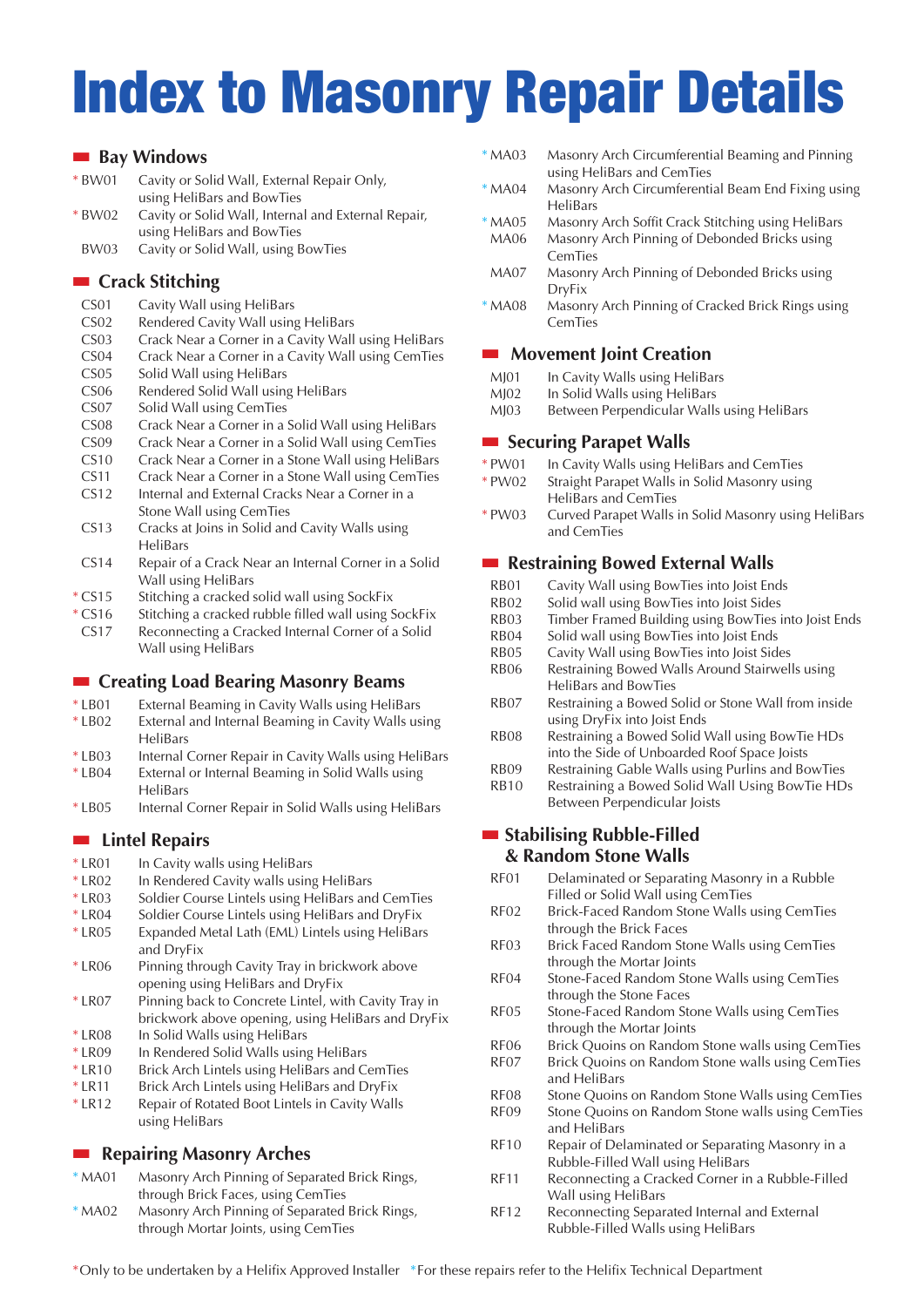# Index to Masonry Repair Details

## Bay Windows

- *BW01 Cavity or Solid Wall, External Repair Only, using HeliBars and BowTies
- *BW02 Cavity or Solid Wall, Internal and External Repair, using HeliBars and BowTies
- BW03 Cavity or Solid Wall, using BowTies

## Crack Stitching

- CS01 Cavity Wall using HeliBars
- CS02 Rendered Cavity Wall using HeliBars
- CS03 Crack Near a Corner in a Cavity Wall using HeliBars
- CS04 Crack Near a Corner in a Cavity Wall using CemTies
- CS05 Solid Wall using HeliBars
- CS06 Rendered Solid Wall using HeliBars
- CS07 Solid Wall using CemTies
- CS08 Crack Near a Corner in a Solid Wall using HeliBars
- CS09 Crack Near a Corner in a Solid Wall using CemTies
- CS10 Crack Near a Corner in a Stone Wall using HeliBars
- CS11 Crack Near a Corner in a Stone Wall using CemTies
- CS12 Internal and External Cracks Near a Corner in a Stone Wall using CemTies
- CS13 Cracks at Joins in Solid and Cavity Walls using HeliBars
- CS14 Repair of a Crack Near an Internal Corner in a Solid Wall using HeliBars
- *CS15 Stitching a cracked solid wall using SockFix
- *CS16 Stitching a cracked rubble filled wall using SockFix
- CS17 Reconnecting a Cracked Internal Corner of a Solid Wall using HeliBars

## Creating Load Bearing Masonry Beams

- *LB01 External Beaming in Cavity Walls using HeliBars
- *LB02 External and Internal Beaming in Cavity Walls using HeliBars
- *LB03 Internal Corner Repair in Cavity Walls using HeliBars
- *LB04 External or Internal Beaming in Solid Walls using HeliBars
- *LB05 Internal Corner Repair in Solid Walls using HeliBars

## Lintel Repairs

- *LR01 In Cavity walls using HeliBars
- *LR02 In Rendered Cavity walls using HeliBars
- *LR03 Soldier Course Lintels using HeliBars and CemTies
- *LR04 Soldier Course Lintels using HeliBars and DryFix
- *LR05 Expanded Metal Lath (EML) Lintels using HeliBars and DryFix
- *LR06 Pinning through Cavity Tray in brickwork above opening using HeliBars and DryFix
- *LR07 Pinning back to Concrete Lintel, with Cavity Tray in brickwork above opening, using HeliBars and DryFix
- *LR08 In Solid Walls using HeliBars
- *LR09 In Rendered Solid Walls using HeliBars
- *LR10 Brick Arch Lintels using HeliBars and CemTies
- *LR11 Brick Arch Lintels using HeliBars and DryFix
- *LR12 Repair of Rotated Boot Lintels in Cavity Walls using HeliBars

## Repairing Masonry Arches

- *MA01 Masonry Arch Pinning of Separated Brick Rings, through Brick Faces, using CemTies
- *MA02 Masonry Arch Pinning of Separated Brick Rings, through Mortar Joints, using CemTies
- *MA03 Masonry Arch Circumferential Beaming and Pinning using HeliBars and CemTies
- *MA04 Masonry Arch Circumferential Beam End Fixing using HeliBars
- *MA05 Masonry Arch Soffit Crack Stitching using HeliBars
- MA06 Masonry Arch Pinning of Debonded Bricks using CemTies
- MA07 Masonry Arch Pinning of Debonded Bricks using DryFix
- *MA08 Masonry Arch Pinning of Cracked Brick Rings using CemTies

## Movement Joint Creation

- MJ01 In Cavity Walls using HeliBars
- MJ02 In Solid Walls using HeliBars
- MJ03 Between Perpendicular Walls using HeliBars

## Securing Parapet Walls

- *PW01 In Cavity Walls using HeliBars and CemTies
- *PW02 Straight Parapet Walls in Solid Masonry using HeliBars and CemTies
- *PW03 Curved Parapet Walls in Solid Masonry using HeliBars and CemTies

## Restraining Bowed External Walls

- RB01 Cavity Wall using BowTies into Joist Ends
- RB02 Solid wall using BowTies into Joist Sides
- RB03 Timber Framed Building using BowTies into Joist Ends
- RB04 Solid wall using BowTies into Joist Ends
- RB05 Cavity Wall using BowTies into Joist Sides
- RB06 Restraining Bowed Walls Around Stairwells using HeliBars and BowTies
- RB07 Restraining a Bowed Solid or Stone Wall from inside using DryFix into Joist Ends
- RB08 Restraining a Bowed Solid Wall using BowTie HDs into the Side of Unboarded Roof Space Joists
- RB09 Restraining Gable Walls using Purlins and BowTies
- RB10 Restraining a Bowed Solid Wall Using BowTie HDs Between Perpendicular Joists

## Stabilising Rubble-Filled & Random Stone Walls

- RF01 Delaminated or Separating Masonry in a Rubble Filled or Solid Wall using CemTies
- RF02 Brick-Faced Random Stone Walls using CemTies through the Brick Faces
- RF03 Brick Faced Random Stone Walls using CemTies through the Mortar Joints
- RF04 Stone-Faced Random Stone Walls using CemTies through the Stone Faces
- RF05 Stone-Faced Random Stone Walls using CemTies through the Mortar Joints
- RF06 Brick Quoins on Random Stone walls using CemTies
- RF07 Brick Quoins on Random Stone walls using CemTies and HeliBars
- RF08 Stone Quoins on Random Stone Walls using CemTies
- RF09 Stone Quoins on Random Stone walls using CemTies and HeliBars
- RF10 Repair of Delaminated or Separating Masonry in a Rubble-Filled Wall using HeliBars
- RF11 Reconnecting a Cracked Corner in a Rubble-Filled Wall using HeliBars
- RF12 Reconnecting Separated Internal and External Rubble-Filled Walls using HeliBars

*Only to be undertaken by a Helifix Approved Installer *For these repairs refer to the Helifix Technical Department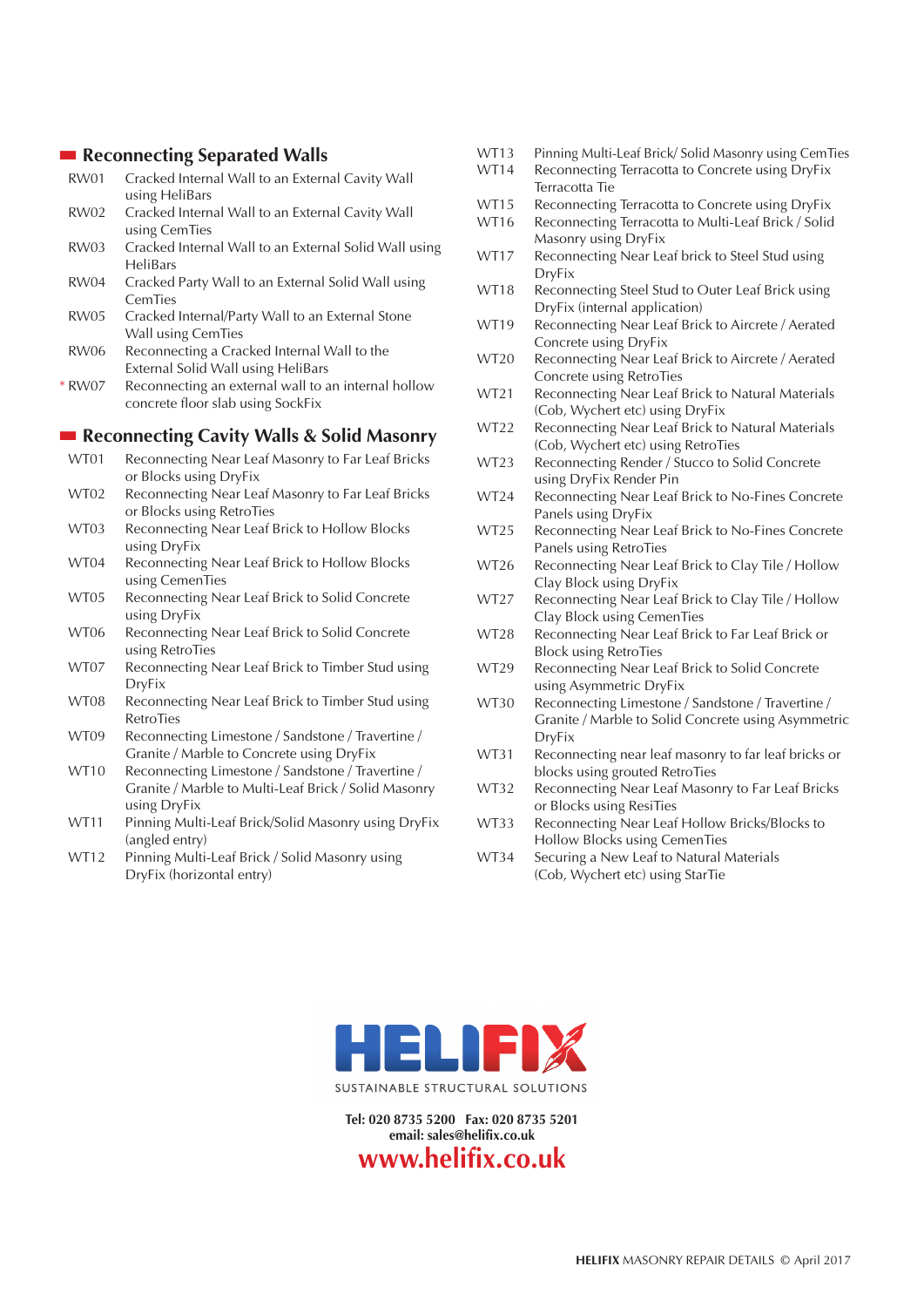## Reconnecting Separated Walls

| | |
|---|---|
| RW01 | Cracked Internal Wall to an External Cavity Wall using HeliBars |
| RW02 | Cracked Internal Wall to an External Cavity Wall using CemTies |
| RW03 | Cracked Internal Wall to an External Solid Wall using HeliBars |
| RW04 | Cracked Party Wall to an External Solid Wall using CemTies |
| RW05 | Cracked Internal/Party Wall to an External Stone Wall using CemTies |
| RW06 | Reconnecting a Cracked Internal Wall to the External Solid Wall using HeliBars |
| * RW07 | Reconnecting an external wall to an internal hollow concrete floor slab using SockFix |

## Reconnecting Cavity Walls & Solid Masonry

| | |
|---|---|
| WT01 | Reconnecting Near Leaf Masonry to Far Leaf Bricks or Blocks using DryFix |
| WT02 | Reconnecting Near Leaf Masonry to Far Leaf Bricks or Blocks using RetroTies |
| WT03 | Reconnecting Near Leaf Brick to Hollow Blocks using DryFix |
| WT04 | Reconnecting Near Leaf Brick to Hollow Blocks using CemenTies |
| WT05 | Reconnecting Near Leaf Brick to Solid Concrete using DryFix |
| WT06 | Reconnecting Near Leaf Brick to Solid Concrete using RetroTies |
| WT07 | Reconnecting Near Leaf Brick to Timber Stud using DryFix |
| WT08 | Reconnecting Near Leaf Brick to Timber Stud using RetroTies |
| WT09 | Reconnecting Limestone / Sandstone / Travertine / Granite / Marble to Concrete using DryFix |
| WT10 | Reconnecting Limestone / Sandstone / Travertine / Granite / Marble to Multi-Leaf Brick / Solid Masonry using DryFix |
| WT11 | Pinning Multi-Leaf Brick/Solid Masonry using DryFix (angled entry) |
| WT12 | Pinning Multi-Leaf Brick / Solid Masonry using DryFix (horizontal entry) |
| WT13 | Pinning Multi-Leaf Brick/ Solid Masonry using CemTies |
| WT14 | Reconnecting Terracotta to Concrete using DryFix Terracotta Tie |
| WT15 | Reconnecting Terracotta to Concrete using DryFix |
| WT16 | Reconnecting Terracotta to Multi-Leaf Brick / Solid Masonry using DryFix |
| WT17 | Reconnecting Near Leaf brick to Steel Stud using DryFix |
| WT18 | Reconnecting Steel Stud to Outer Leaf Brick using DryFix (internal application) |
| WT19 | Reconnecting Near Leaf Brick to Aircrete / Aerated Concrete using DryFix |
| WT20 | Reconnecting Near Leaf Brick to Aircrete / Aerated Concrete using RetroTies |
| WT21 | Reconnecting Near Leaf Brick to Natural Materials (Cob, Wychert etc) using DryFix |
| WT22 | Reconnecting Near Leaf Brick to Natural Materials (Cob, Wychert etc) using RetroTies |
| WT23 | Reconnecting Render / Stucco to Solid Concrete using DryFix Render Pin |
| WT24 | Reconnecting Near Leaf Brick to No-Fines Concrete Panels using DryFix |
| WT25 | Reconnecting Near Leaf Brick to No-Fines Concrete Panels using RetroTies |
| WT26 | Reconnecting Near Leaf Brick to Clay Tile / Hollow Clay Block using DryFix |
| WT27 | Reconnecting Near Leaf Brick to Clay Tile / Hollow Clay Block using CemenTies |
| WT28 | Reconnecting Near Leaf Brick to Far Leaf Brick or Block using RetroTies |
| WT29 | Reconnecting Near Leaf Brick to Solid Concrete using Asymmetric DryFix |
| WT30 | Reconnecting Limestone / Sandstone / Travertine / Granite / Marble to Solid Concrete using Asymmetric DryFix |
| WT31 | Reconnecting near leaf masonry to far leaf bricks or blocks using grouted RetroTies |
| WT32 | Reconnecting Near Leaf Masonry to Far Leaf Bricks or Blocks using ResiTies |
| WT33 | Reconnecting Near Leaf Hollow Bricks/Blocks to Hollow Blocks using CemenTies |
| WT34 | Securing a New Leaf to Natural Materials (Cob, Wychert etc) using StarTie |

**HELIFIX**
SUSTAINABLE STRUCTURAL SOLUTIONS

**Tel: 020 8735 5200 Fax: 020 8735 5201**
**email: sales@helifix.co.uk**
**www.helifix.co.uk**